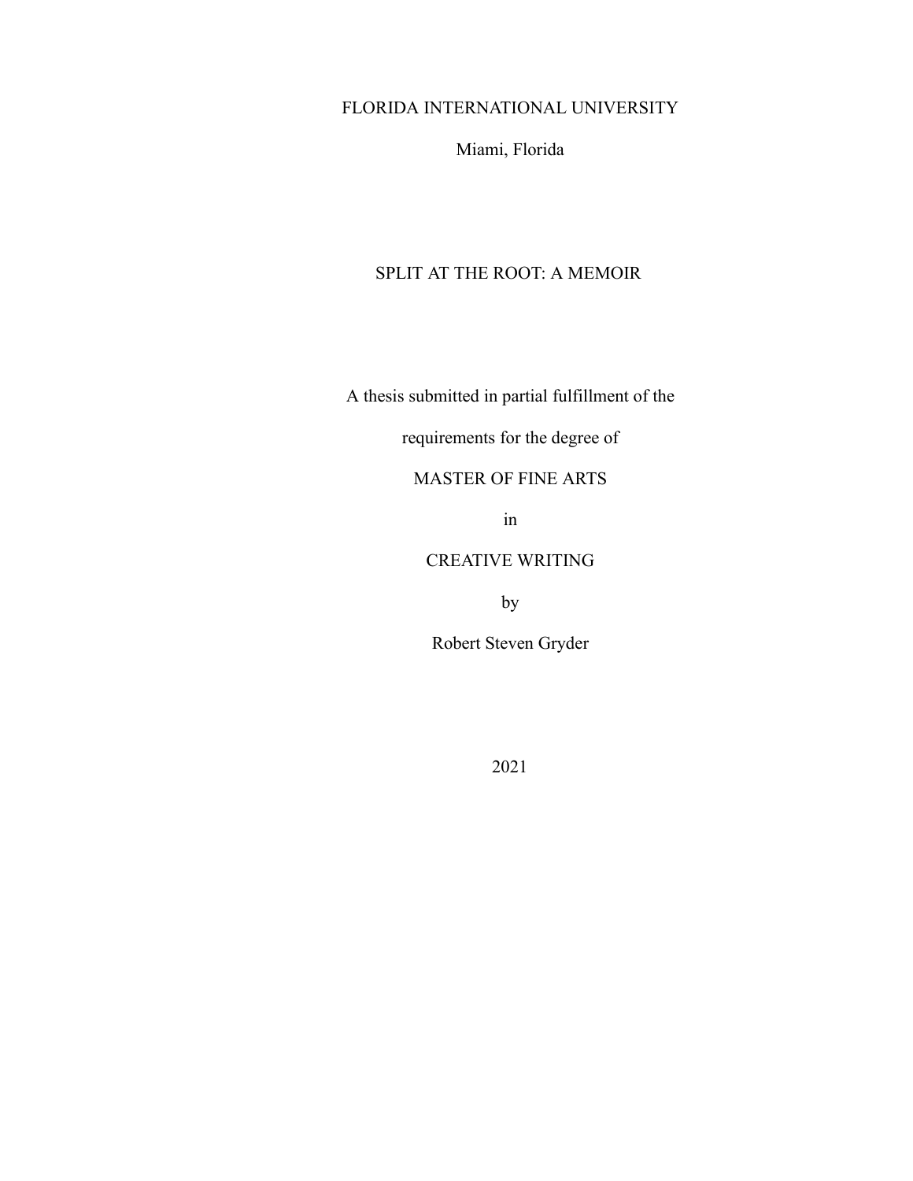FLORIDA INTERNATIONAL UNIVERSITY

Miami, Florida

# SPLIT AT THE ROOT: A MEMOIR

A thesis submitted in partial fulfillment of the

requirements for the degree of

MASTER OF FINE ARTS

in

CREATIVE WRITING

by

Robert Steven Gryder

2021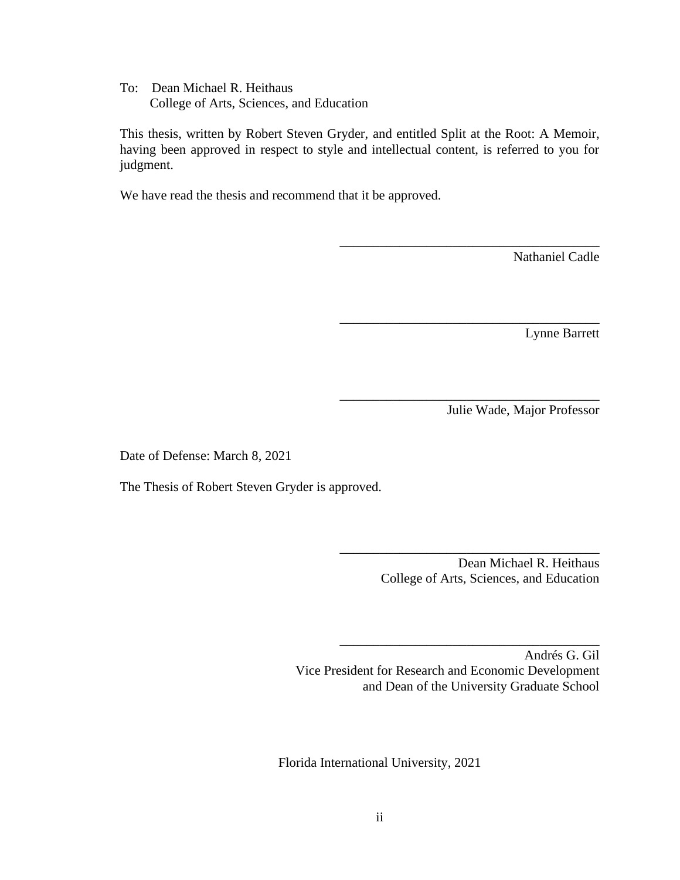To: Dean Michael R. Heithaus
College of Arts, Sciences, and Education

This thesis, written by Robert Steven Gryder, and entitled Split at the Root: A Memoir, having been approved in respect to style and intellectual content, is referred to you for judgment.

We have read the thesis and recommend that it be approved.

_______________________________________
Nathaniel Cadle

_______________________________________
Lynne Barrett

_______________________________________
Julie Wade, Major Professor

Date of Defense: March 8, 2021

The Thesis of Robert Steven Gryder is approved.

_______________________________________
Dean Michael R. Heithaus
College of Arts, Sciences, and Education

_______________________________________
Andrés G. Gil
Vice President for Research and Economic Development
and Dean of the University Graduate School

Florida International University, 2021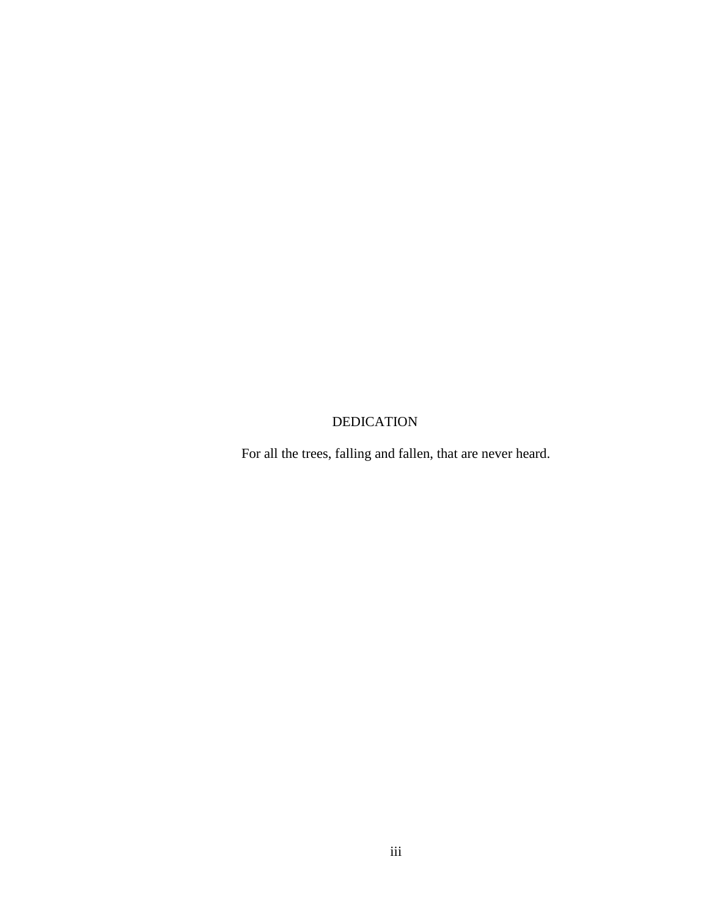# DEDICATION

For all the trees, falling and fallen, that are never heard.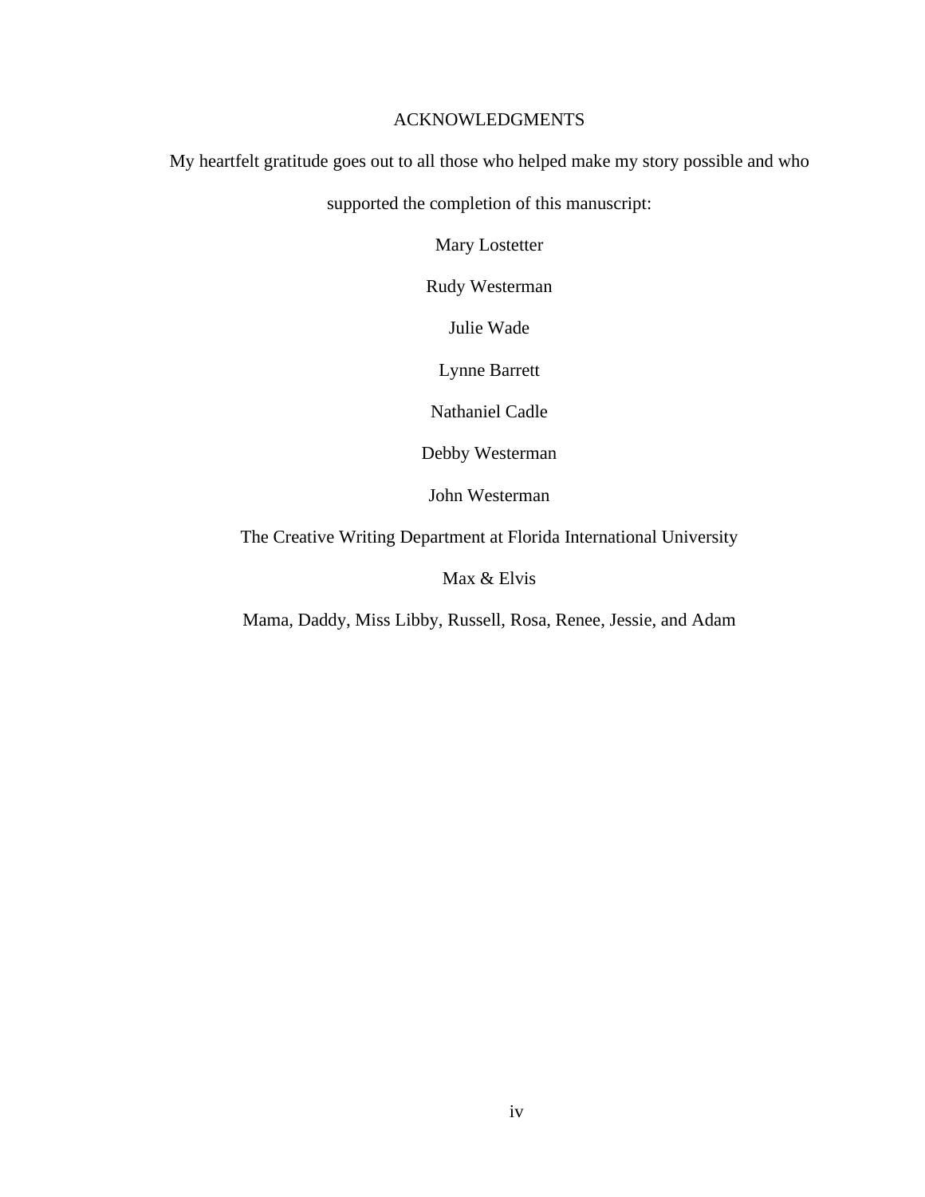# ACKNOWLEDGMENTS

My heartfelt gratitude goes out to all those who helped make my story possible and who supported the completion of this manuscript:

Mary Lostetter

Rudy Westerman

Julie Wade

Lynne Barrett

Nathaniel Cadle

Debby Westerman

John Westerman

The Creative Writing Department at Florida International University

Max & Elvis

Mama, Daddy, Miss Libby, Russell, Rosa, Renee, Jessie, and Adam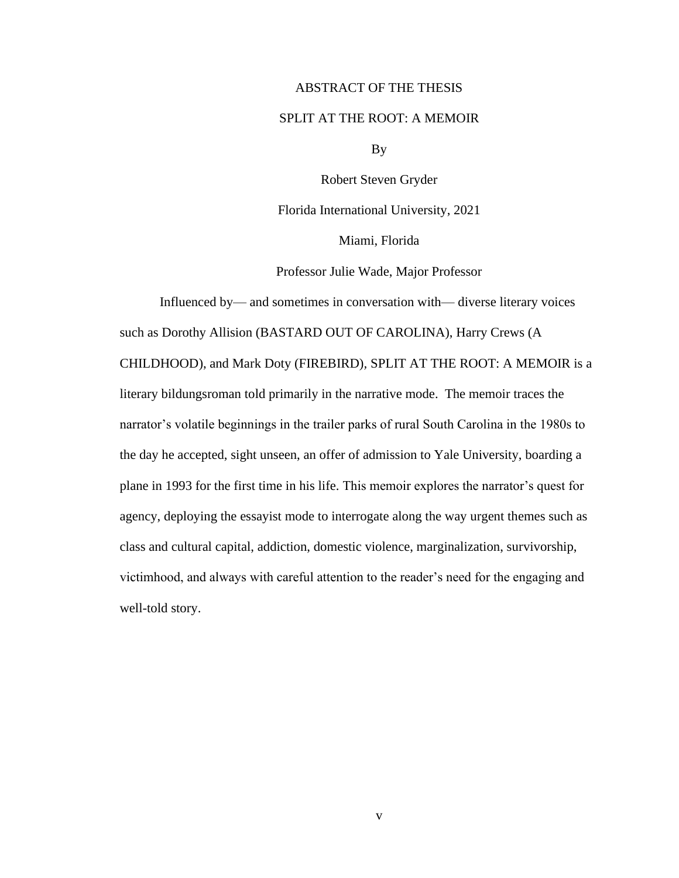# ABSTRACT OF THE THESIS

## SPLIT AT THE ROOT: A MEMOIR

By

Robert Steven Gryder

Florida International University, 2021

Miami, Florida

Professor Julie Wade, Major Professor

Influenced by— and sometimes in conversation with— diverse literary voices such as Dorothy Allision (BASTARD OUT OF CAROLINA), Harry Crews (A CHILDHOOD), and Mark Doty (FIREBIRD), SPLIT AT THE ROOT: A MEMOIR is a literary bildungsroman told primarily in the narrative mode. The memoir traces the narrator's volatile beginnings in the trailer parks of rural South Carolina in the 1980s to the day he accepted, sight unseen, an offer of admission to Yale University, boarding a plane in 1993 for the first time in his life. This memoir explores the narrator's quest for agency, deploying the essayist mode to interrogate along the way urgent themes such as class and cultural capital, addiction, domestic violence, marginalization, survivorship, victimhood, and always with careful attention to the reader's need for the engaging and well-told story.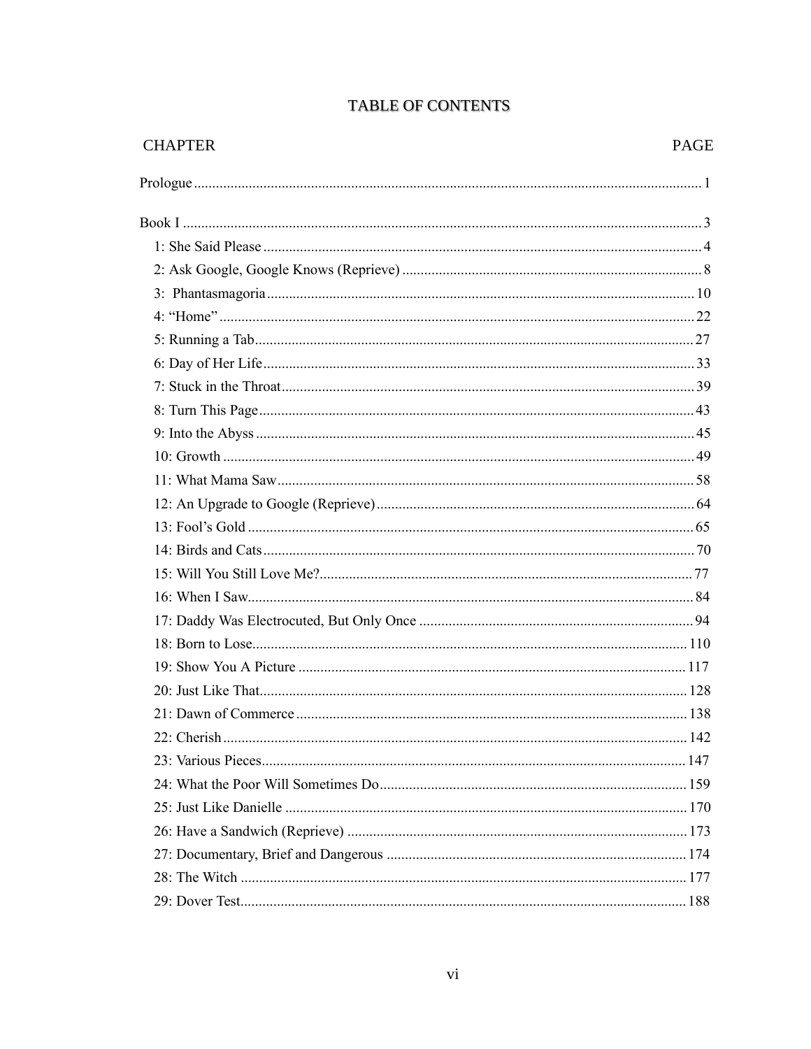# TABLE OF CONTENTS

| CHAPTER | PAGE |
|---|---|
| Prologue | 1 |
| Book I | 3 |
| 1: She Said Please | 4 |
| 2: Ask Google, Google Knows (Reprieve) | 8 |
| 3: Phantasmagoria | 10 |
| 4: "Home" | 22 |
| 5: Running a Tab | 27 |
| 6: Day of Her Life | 33 |
| 7: Stuck in the Throat | 39 |
| 8: Turn This Page | 43 |
| 9: Into the Abyss | 45 |
| 10: Growth | 49 |
| 11: What Mama Saw | 58 |
| 12: An Upgrade to Google (Reprieve) | 64 |
| 13: Fool's Gold | 65 |
| 14: Birds and Cats | 70 |
| 15: Will You Still Love Me? | 77 |
| 16: When I Saw | 84 |
| 17: Daddy Was Electrocuted, But Only Once | 94 |
| 18: Born to Lose | 110 |
| 19: Show You A Picture | 117 |
| 20: Just Like That | 128 |
| 21: Dawn of Commerce | 138 |
| 22: Cherish | 142 |
| 23: Various Pieces | 147 |
| 24: What the Poor Will Sometimes Do | 159 |
| 25: Just Like Danielle | 170 |
| 26: Have a Sandwich (Reprieve) | 173 |
| 27: Documentary, Brief and Dangerous | 174 |
| 28: The Witch | 177 |
| 29: Dover Test | 188 |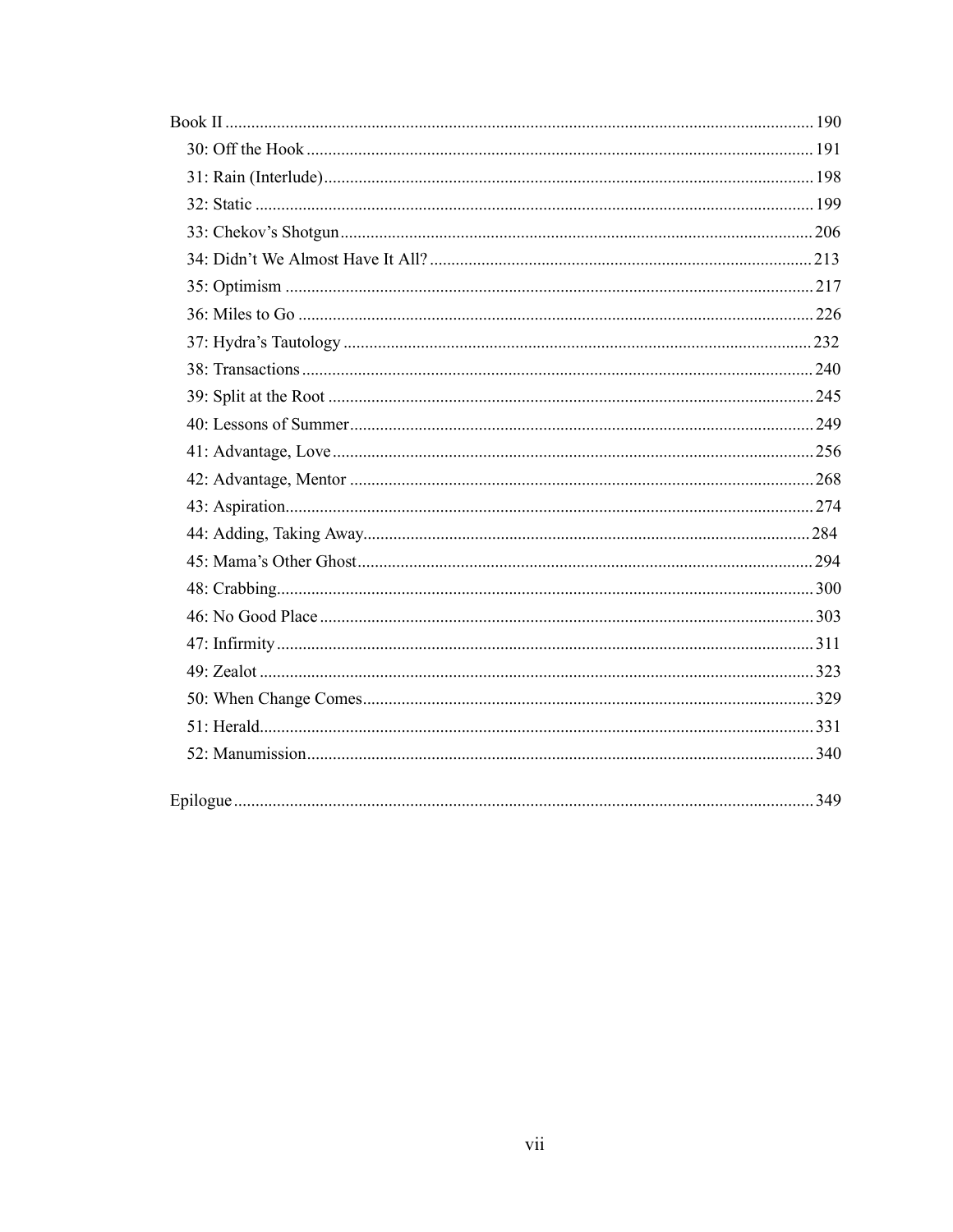Book II ... 190

- 30: Off the Hook ... 191
- 31: Rain (Interlude) ... 198
- 32: Static ... 199
- 33: Chekov's Shotgun ... 206
- 34: Didn't We Almost Have It All? ... 213
- 35: Optimism ... 217
- 36: Miles to Go ... 226
- 37: Hydra's Tautology ... 232
- 38: Transactions ... 240
- 39: Split at the Root ... 245
- 40: Lessons of Summer ... 249
- 41: Advantage, Love ... 256
- 42: Advantage, Mentor ... 268
- 43: Aspiration ... 274
- 44: Adding, Taking Away ... 284
- 45: Mama's Other Ghost ... 294
- 48: Crabbing ... 300
- 46: No Good Place ... 303
- 47: Infirmity ... 311
- 49: Zealot ... 323
- 50: When Change Comes ... 329
- 51: Herald ... 331
- 52: Manumission ... 340

Epilogue ... 349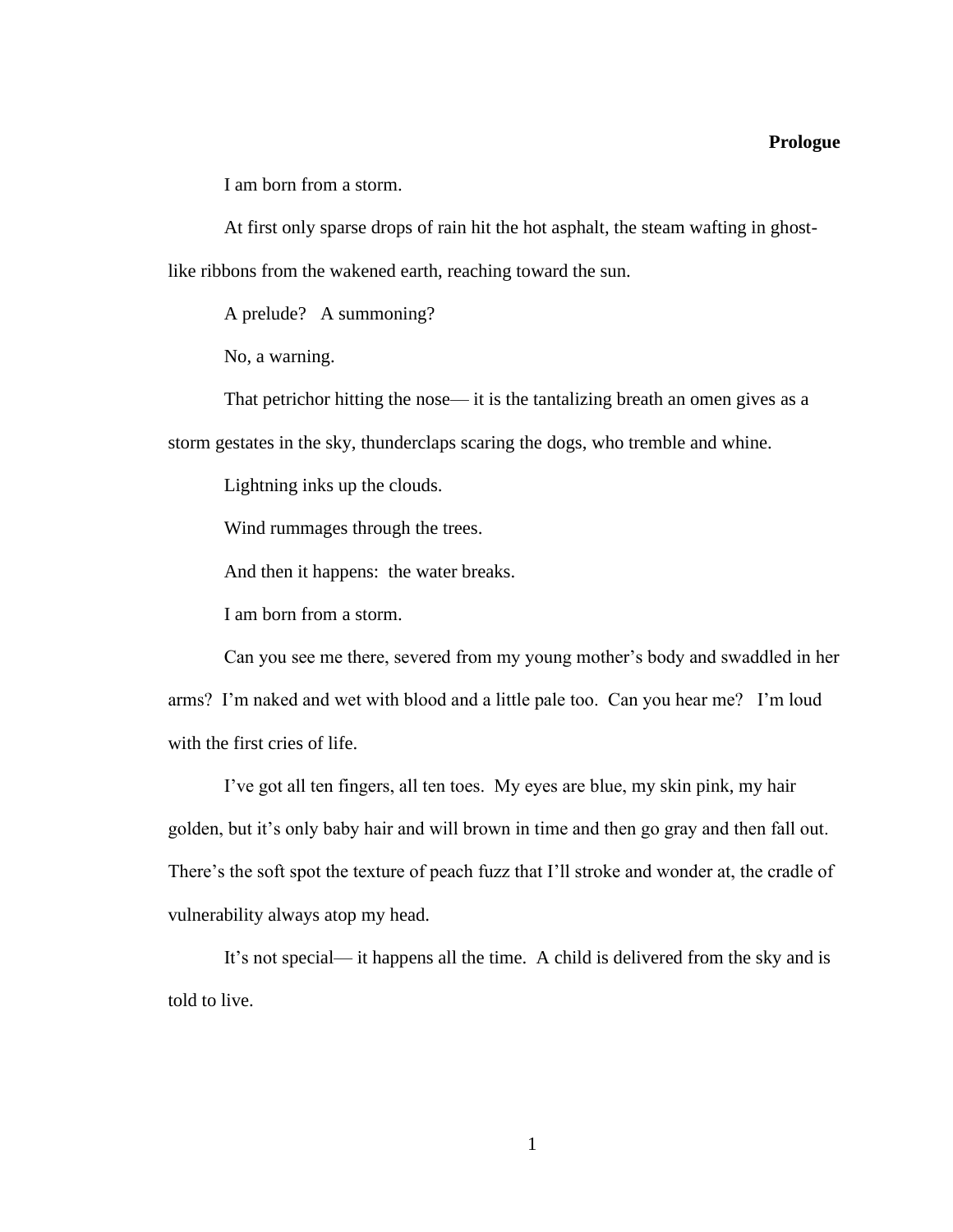# Prologue

I am born from a storm.

At first only sparse drops of rain hit the hot asphalt, the steam wafting in ghost-like ribbons from the wakened earth, reaching toward the sun.

A prelude? A summoning?

No, a warning.

That petrichor hitting the nose— it is the tantalizing breath an omen gives as a storm gestates in the sky, thunderclaps scaring the dogs, who tremble and whine.

Lightning inks up the clouds.

Wind rummages through the trees.

And then it happens: the water breaks.

I am born from a storm.

Can you see me there, severed from my young mother's body and swaddled in her arms? I'm naked and wet with blood and a little pale too. Can you hear me? I'm loud with the first cries of life.

I've got all ten fingers, all ten toes. My eyes are blue, my skin pink, my hair golden, but it's only baby hair and will brown in time and then go gray and then fall out. There's the soft spot the texture of peach fuzz that I'll stroke and wonder at, the cradle of vulnerability always atop my head.

It's not special— it happens all the time. A child is delivered from the sky and is told to live.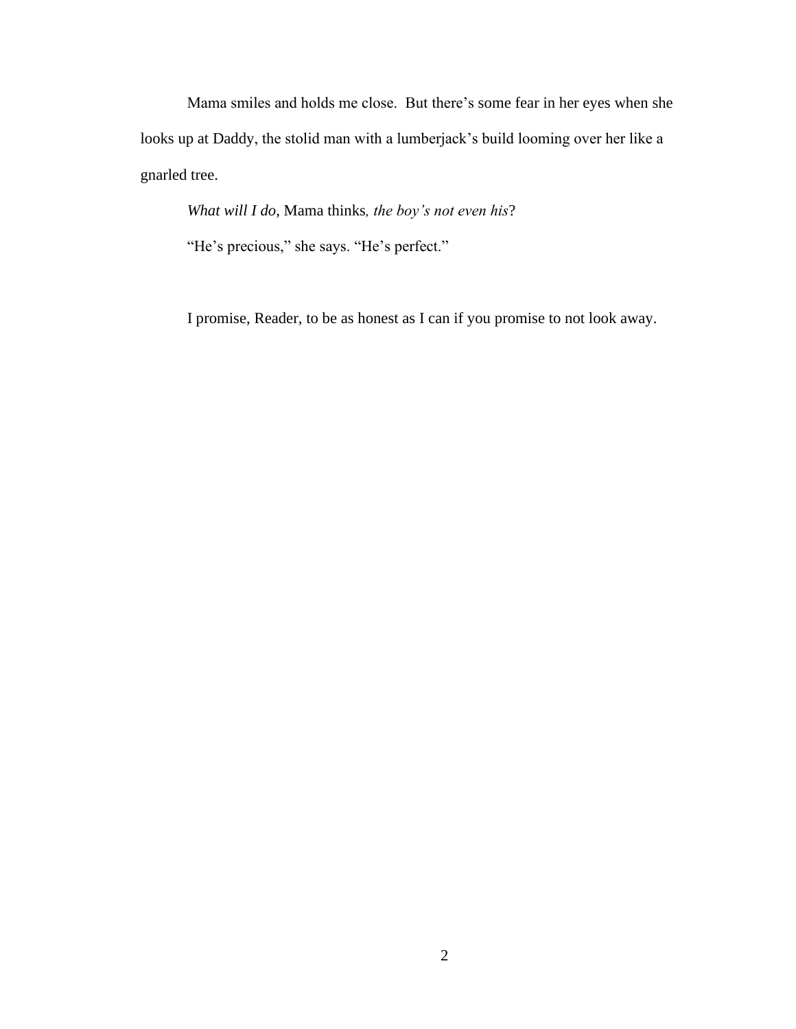Mama smiles and holds me close.  But there's some fear in her eyes when she looks up at Daddy, the stolid man with a lumberjack's build looming over her like a gnarled tree.

*What will I do*, Mama thinks*, the boy's not even his*?

"He's precious," she says. "He's perfect."

I promise, Reader, to be as honest as I can if you promise to not look away.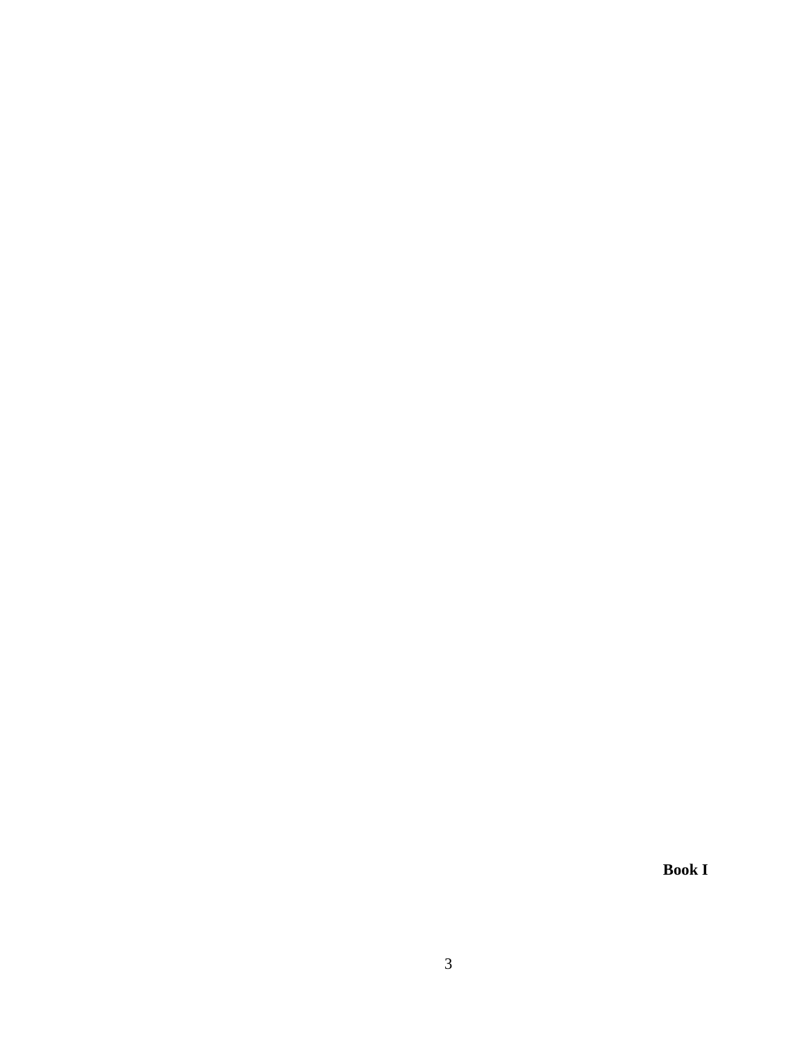**Book I**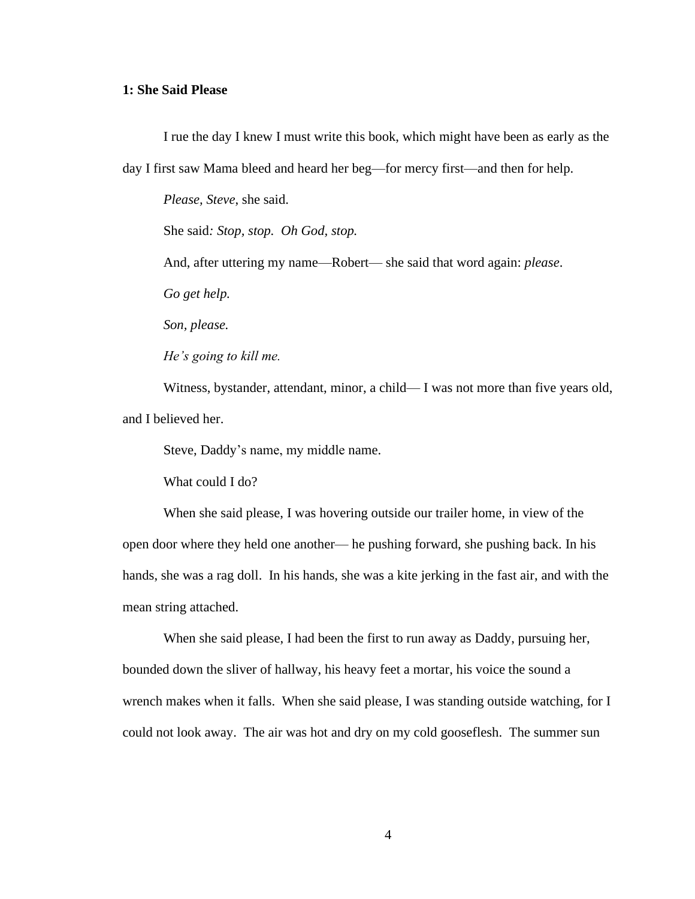**1: She Said Please**

I rue the day I knew I must write this book, which might have been as early as the day I first saw Mama bleed and heard her beg—for mercy first—and then for help.

*Please, Steve*, she said.

She said*: Stop, stop. Oh God, stop.*

And, after uttering my name—Robert— she said that word again: *please*.

*Go get help.*

*Son, please.*

*He's going to kill me.*

Witness, bystander, attendant, minor, a child— I was not more than five years old, and I believed her.

Steve, Daddy's name, my middle name.

What could I do?

When she said please, I was hovering outside our trailer home, in view of the open door where they held one another— he pushing forward, she pushing back. In his hands, she was a rag doll. In his hands, she was a kite jerking in the fast air, and with the mean string attached.

When she said please, I had been the first to run away as Daddy, pursuing her, bounded down the sliver of hallway, his heavy feet a mortar, his voice the sound a wrench makes when it falls. When she said please, I was standing outside watching, for I could not look away. The air was hot and dry on my cold gooseflesh. The summer sun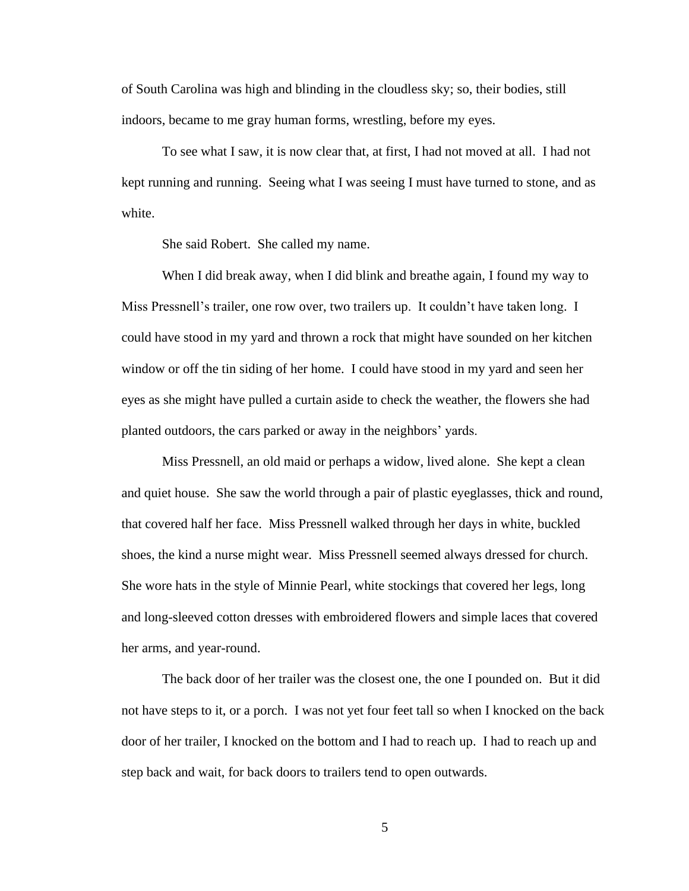of South Carolina was high and blinding in the cloudless sky; so, their bodies, still indoors, became to me gray human forms, wrestling, before my eyes.

To see what I saw, it is now clear that, at first, I had not moved at all. I had not kept running and running. Seeing what I was seeing I must have turned to stone, and as white.

She said Robert. She called my name.

When I did break away, when I did blink and breathe again, I found my way to Miss Pressnell's trailer, one row over, two trailers up. It couldn't have taken long. I could have stood in my yard and thrown a rock that might have sounded on her kitchen window or off the tin siding of her home. I could have stood in my yard and seen her eyes as she might have pulled a curtain aside to check the weather, the flowers she had planted outdoors, the cars parked or away in the neighbors' yards.

Miss Pressnell, an old maid or perhaps a widow, lived alone. She kept a clean and quiet house. She saw the world through a pair of plastic eyeglasses, thick and round, that covered half her face. Miss Pressnell walked through her days in white, buckled shoes, the kind a nurse might wear. Miss Pressnell seemed always dressed for church. She wore hats in the style of Minnie Pearl, white stockings that covered her legs, long and long-sleeved cotton dresses with embroidered flowers and simple laces that covered her arms, and year-round.

The back door of her trailer was the closest one, the one I pounded on. But it did not have steps to it, or a porch. I was not yet four feet tall so when I knocked on the back door of her trailer, I knocked on the bottom and I had to reach up. I had to reach up and step back and wait, for back doors to trailers tend to open outwards.